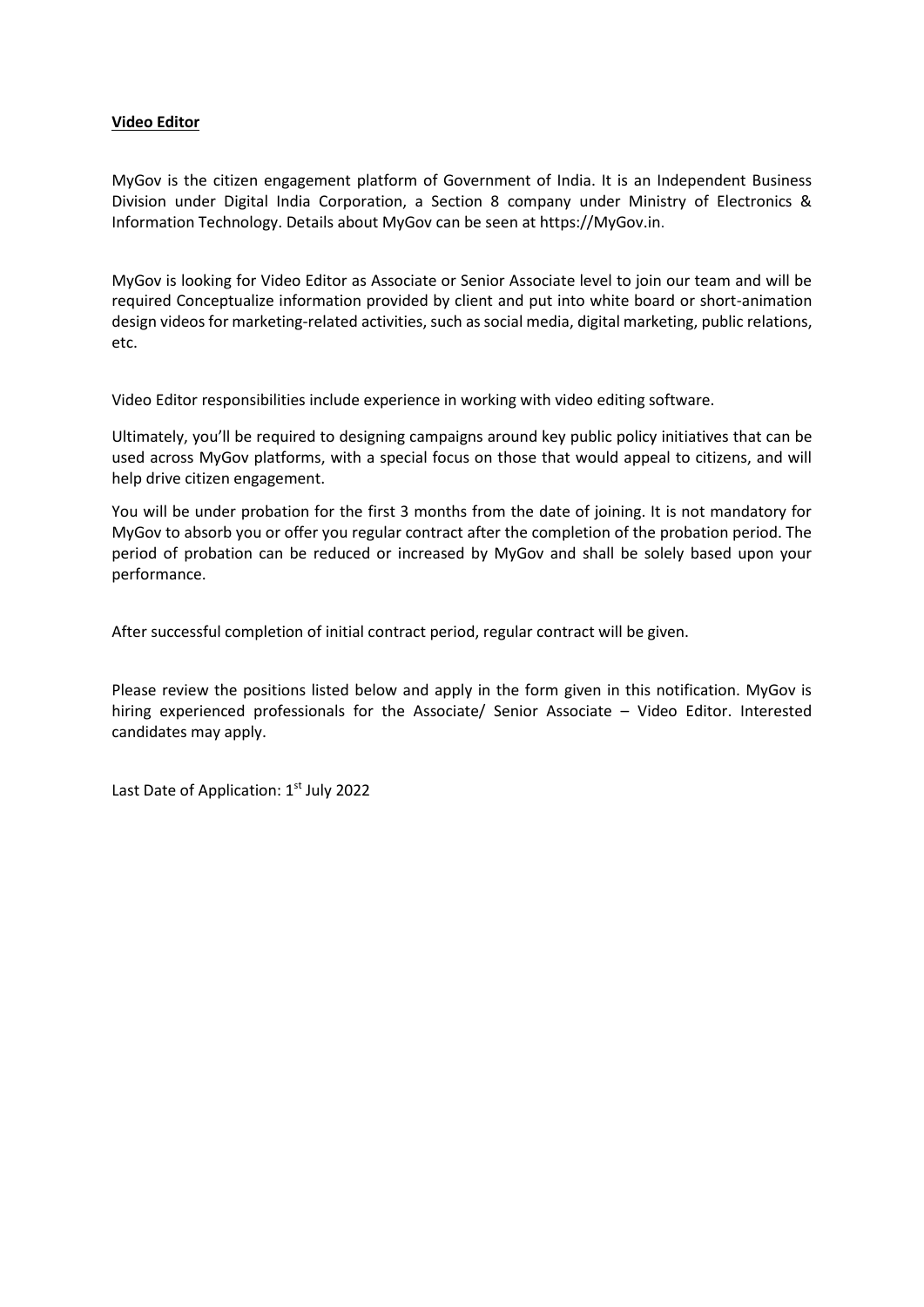**Video Editor**

MyGov is the citizen engagement platform of Government of India. It is an Independent Business Division under Digital India Corporation, a Section 8 company under Ministry of Electronics & Information Technology. Details about MyGov can be seen at https://MyGov.in.

MyGov is looking for Video Editor as Associate or Senior Associate level to join our team and will be required Conceptualize information provided by client and put into white board or short-animation design videos for marketing-related activities, such as social media, digital marketing, public relations, etc.

Video Editor responsibilities include experience in working with video editing software.

Ultimately, you'll be required to designing campaigns around key public policy initiatives that can be used across MyGov platforms, with a special focus on those that would appeal to citizens, and will help drive citizen engagement.

You will be under probation for the first 3 months from the date of joining. It is not mandatory for MyGov to absorb you or offer you regular contract after the completion of the probation period. The period of probation can be reduced or increased by MyGov and shall be solely based upon your performance.

After successful completion of initial contract period, regular contract will be given.

Please review the positions listed below and apply in the form given in this notification. MyGov is hiring experienced professionals for the Associate/ Senior Associate – Video Editor. Interested candidates may apply.

Last Date of Application: 1st July 2022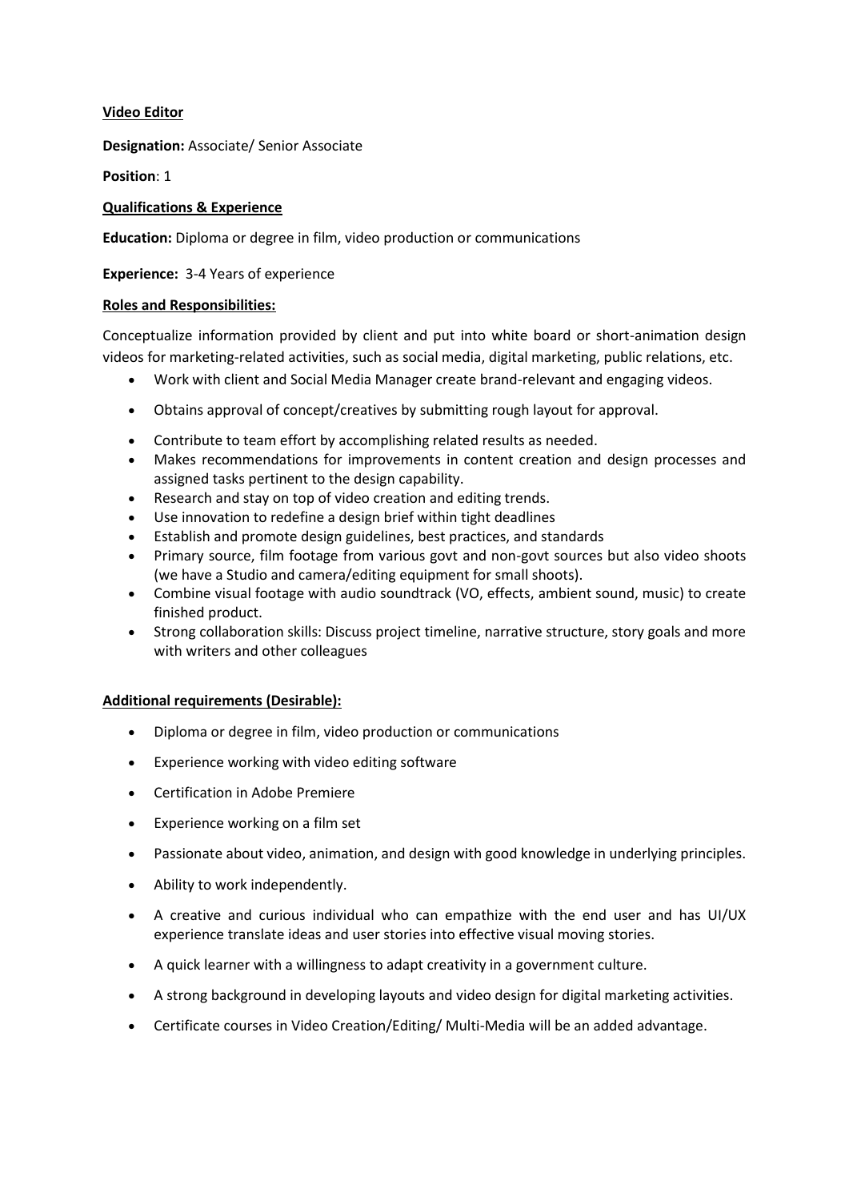**Video Editor**

**Designation:** Associate/ Senior Associate

**Position**: 1

**Qualifications & Experience**

**Education:** Diploma or degree in film, video production or communications

**Experience:** 3-4 Years of experience

**Roles and Responsibilities:**

Conceptualize information provided by client and put into white board or short-animation design videos for marketing-related activities, such as social media, digital marketing, public relations, etc.

- Work with client and Social Media Manager create brand-relevant and engaging videos.
- Obtains approval of concept/creatives by submitting rough layout for approval.
- Contribute to team effort by accomplishing related results as needed.
- Makes recommendations for improvements in content creation and design processes and assigned tasks pertinent to the design capability.
- Research and stay on top of video creation and editing trends.
- Use innovation to redefine a design brief within tight deadlines
- Establish and promote design guidelines, best practices, and standards
- Primary source, film footage from various govt and non-govt sources but also video shoots (we have a Studio and camera/editing equipment for small shoots).
- Combine visual footage with audio soundtrack (VO, effects, ambient sound, music) to create finished product.
- Strong collaboration skills: Discuss project timeline, narrative structure, story goals and more with writers and other colleagues

**Additional requirements (Desirable):**

- Diploma or degree in film, video production or communications
- Experience working with video editing software
- Certification in Adobe Premiere
- Experience working on a film set
- Passionate about video, animation, and design with good knowledge in underlying principles.
- Ability to work independently.
- A creative and curious individual who can empathize with the end user and has UI/UX experience translate ideas and user stories into effective visual moving stories.
- A quick learner with a willingness to adapt creativity in a government culture.
- A strong background in developing layouts and video design for digital marketing activities.
- Certificate courses in Video Creation/Editing/ Multi-Media will be an added advantage.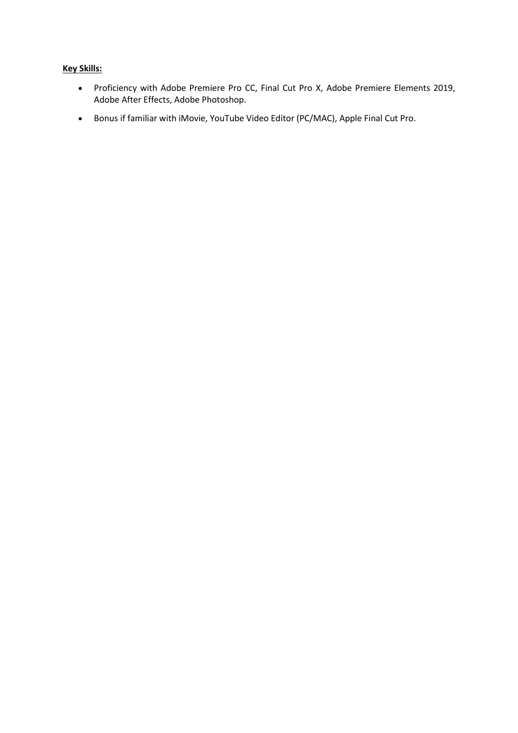**Key Skills:**

- Proficiency with Adobe Premiere Pro CC, Final Cut Pro X, Adobe Premiere Elements 2019, Adobe After Effects, Adobe Photoshop.
- Bonus if familiar with iMovie, YouTube Video Editor (PC/MAC), Apple Final Cut Pro.